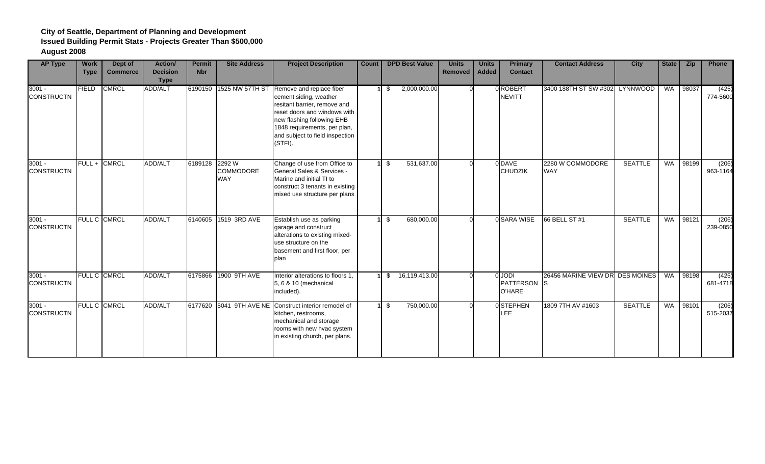**City of Seattle, Department of Planning and Development**
**Issued Building Permit Stats - Projects Greater Than $500,000**
**August 2008**

| AP Type | Work Type | Dept of Commerce | Action/ Decision Type | Permit Nbr | Site Address | Project Description | Count | DPD Best Value | Units Removed | Units Added | Primary Contact | Contact Address | City | State | Zip | Phone |
|---|---|---|---|---|---|---|---|---|---|---|---|---|---|---|---|---|
| 3001 - CONSTRUCTN | FIELD | CMRCL | ADD/ALT | 6190150 | 1525 NW 57TH ST | Remove and replace fiber cement siding, weather resitant barrier, remove and reset doors and windows with new flashing following EHB 1848 requirements, per plan, and subject to field inspection (STFI). | 1 | $ 2,000,000.00 | 0 | 0 | ROBERT NEVITT | 3400 188TH ST SW #302 | LYNNWOOD | WA | 98037 | (425) 774-5600 |
| 3001 - CONSTRUCTN | FULL + | CMRCL | ADD/ALT | 6189128 | 2292 W COMMODORE WAY | Change of use from Office to General Sales & Services - Marine and initial TI to construct 3 tenants in existing mixed use structure per plans | 1 | $ 531,637.00 | 0 | 0 | DAVE CHUDZIK | 2280 W COMMODORE WAY | SEATTLE | WA | 98199 | (206) 963-1164 |
| 3001 - CONSTRUCTN | FULL C | CMRCL | ADD/ALT | 6140605 | 1519 3RD AVE | Establish use as parking garage and construct alterations to existing mixed-use structure on the basement and first floor, per plan | 1 | $ 680,000.00 | 0 | 0 | SARA WISE | 66 BELL ST #1 | SEATTLE | WA | 98121 | (206) 239-0850 |
| 3001 - CONSTRUCTN | FULL C | CMRCL | ADD/ALT | 6175866 | 1900 9TH AVE | Interior alterations to floors 1, 5, 6 & 10 (mechanical included). | 1 | $ 16,119,413.00 | 0 | 0 | JODI PATTERSON O'HARE | 26456 MARINE VIEW DR S | DES MOINES | WA | 98198 | (425) 681-4718 |
| 3001 - CONSTRUCTN | FULL C | CMRCL | ADD/ALT | 6177620 | 5041 9TH AVE NE | Construct interior remodel of kitchen, restrooms, mechanical and storage rooms with new hvac system in existing church, per plans. | 1 | $ 750,000.00 | 0 | 0 | STEPHEN LEE | 1809 7TH AV #1603 | SEATTLE | WA | 98101 | (206) 515-2037 |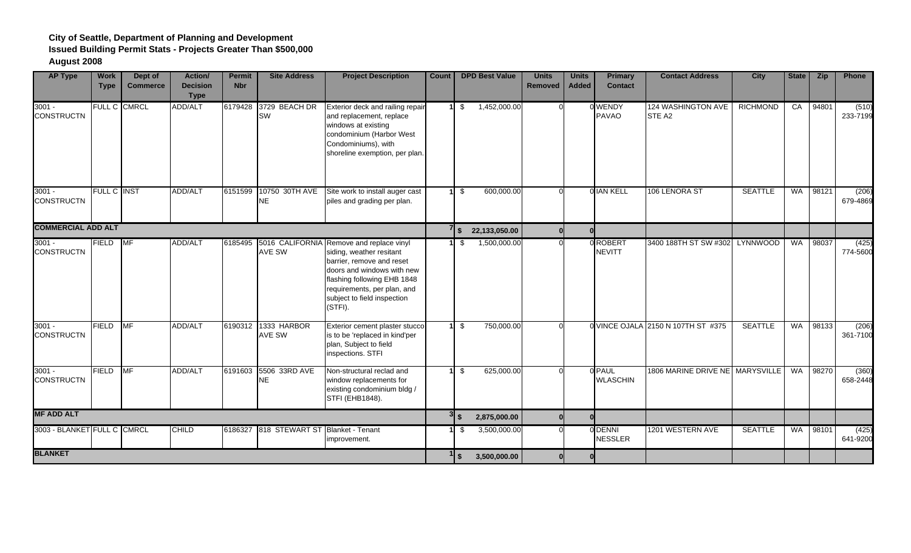**City of Seattle, Department of Planning and Development**
**Issued Building Permit Stats - Projects Greater Than $500,000**
**August 2008**

| AP Type | Work Type | Dept of Commerce | Action/ Decision Type | Permit Nbr | Site Address | Project Description | Count | DPD Best Value | Units Removed | Units Added | Primary Contact | Contact Address | City | State | Zip | Phone |
|---|---|---|---|---|---|---|---|---|---|---|---|---|---|---|---|---|
| 3001 - CONSTRUCTN | FULL C | CMRCL | ADD/ALT | 6179428 | 3729 BEACH DR SW | Exterior deck and railing repair and replacement, replace windows at existing condominium (Harbor West Condominiums), with shoreline exemption, per plan. | 1 | $ 1,452,000.00 | 0 | 0 | WENDY PAVAO | 124 WASHINGTON AVE STE A2 | RICHMOND | CA | 94801 | (510) 233-7199 |
| 3001 - CONSTRUCTN | FULL C | INST | ADD/ALT | 6151599 | 10750 30TH AVE NE | Site work to install auger cast piles and grading per plan. | 1 | $ 600,000.00 | 0 | 0 | IAN KELL | 106 LENORA ST | SEATTLE | WA | 98121 | (206) 679-4869 |
| **COMMERCIAL ADD ALT** | | | | | | | **7** | **$ 22,133,050.00** | **0** | **0** | | | | | | |
| 3001 - CONSTRUCTN | FIELD | MF | ADD/ALT | 6185495 | 5016 CALIFORNIA AVE SW | Remove and replace vinyl siding, weather resitant barrier, remove and reset doors and windows with new flashing following EHB 1848 requirements, per plan, and subject to field inspection (STFI). | 1 | $ 1,500,000.00 | 0 | 0 | ROBERT NEVITT | 3400 188TH ST SW #302 | LYNNWOOD | WA | 98037 | (425) 774-5600 |
| 3001 - CONSTRUCTN | FIELD | MF | ADD/ALT | 6190312 | 1333 HARBOR AVE SW | Exterior cement plaster stucco is to be 'replaced in kind'per plan, Subject to field inspections. STFI | 1 | $ 750,000.00 | 0 | 0 | VINCE OJALA | 2150 N 107TH ST #375 | SEATTLE | WA | 98133 | (206) 361-7100 |
| 3001 - CONSTRUCTN | FIELD | MF | ADD/ALT | 6191603 | 5506 33RD AVE NE | Non-structural reclad and window replacements for existing condominium bldg / STFI (EHB1848). | 1 | $ 625,000.00 | 0 | 0 | PAUL WLASCHIN | 1806 MARINE DRIVE NE | MARYSVILLE | WA | 98270 | (360) 658-2448 |
| **MF ADD ALT** | | | | | | | **3** | **$ 2,875,000.00** | **0** | **0** | | | | | | |
| 3003 - BLANKET | FULL C | CMRCL | CHILD | 6186327 | 818 STEWART ST | Blanket - Tenant improvement. | 1 | $ 3,500,000.00 | 0 | 0 | DENNI NESSLER | 1201 WESTERN AVE | SEATTLE | WA | 98101 | (425) 641-9200 |
| **BLANKET** | | | | | | | **1** | **$ 3,500,000.00** | **0** | **0** | | | | | | |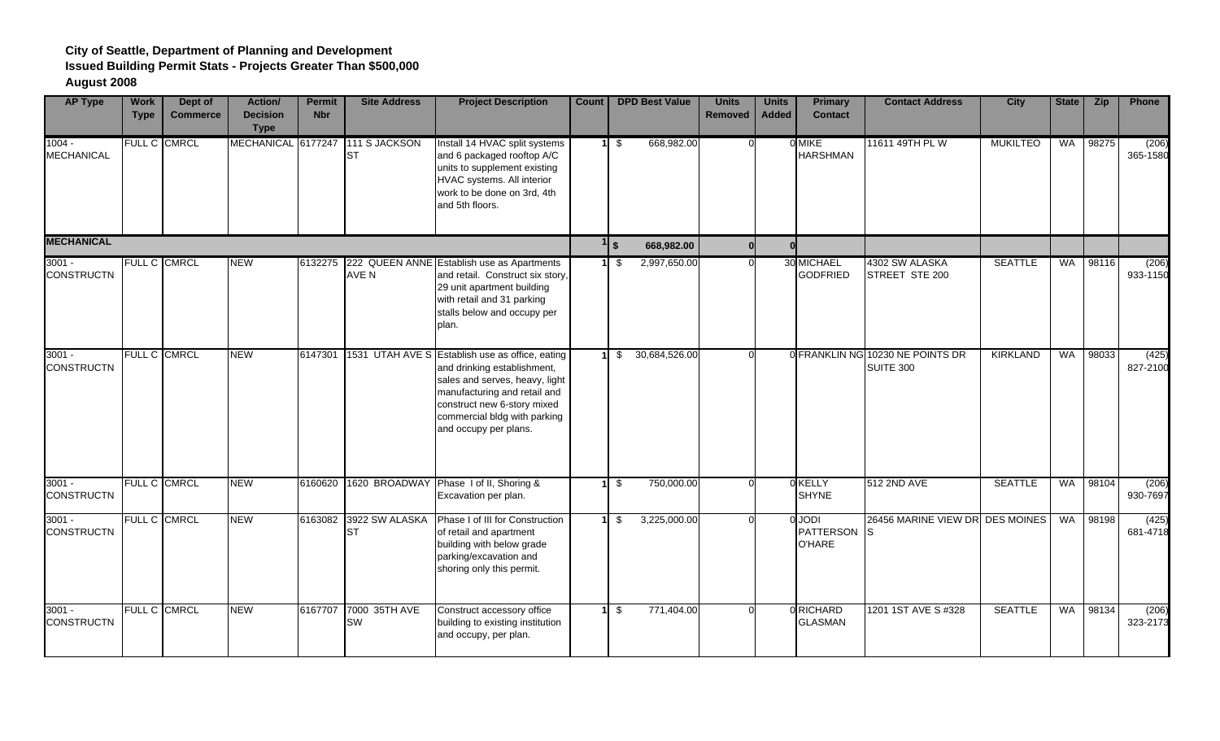**City of Seattle, Department of Planning and Development**
**Issued Building Permit Stats - Projects Greater Than $500,000**
**August 2008**

| AP Type | Work Type | Dept of Commerce | Action/ Decision Type | Permit Nbr | Site Address | Project Description | Count | DPD Best Value | Units Removed | Units Added | Primary Contact | Contact Address | City | State | Zip | Phone |
|---|---|---|---|---|---|---|---|---|---|---|---|---|---|---|---|---|
| 1004 - MECHANICAL | FULL C | CMRCL | MECHANICAL | 6177247 | 111 S JACKSON ST | Install 14 HVAC split systems and 6 packaged rooftop A/C units to supplement existing HVAC systems. All interior work to be done on 3rd, 4th and 5th floors. | 1 | $ 668,982.00 | 0 | 0 | MIKE HARSHMAN | 11611 49TH PL W | MUKILTEO | WA | 98275 | (206) 365-1580 |
| **MECHANICAL** | | | | | | | 1 | **$ 668,982.00** | **0** | **0** | | | | | | |
| 3001 - CONSTRUCTN | FULL C | CMRCL | NEW | 6132275 | 222 QUEEN ANNE AVE N | Establish use as Apartments and retail. Construct six story, 29 unit apartment building with retail and 31 parking stalls below and occupy per plan. | 1 | $ 2,997,650.00 | 0 | 30 | MICHAEL GODFRIED | 4302 SW ALASKA STREET STE 200 | SEATTLE | WA | 98116 | (206) 933-1150 |
| 3001 - CONSTRUCTN | FULL C | CMRCL | NEW | 6147301 | 1531 UTAH AVE S | Establish use as office, eating and drinking establishment, sales and serves, heavy, light manufacturing and retail and construct new 6-story mixed commercial bldg with parking and occupy per plans. | 1 | $ 30,684,526.00 | 0 | 0 | FRANKLIN NG | 10230 NE POINTS DR SUITE 300 | KIRKLAND | WA | 98033 | (425) 827-2100 |
| 3001 - CONSTRUCTN | FULL C | CMRCL | NEW | 6160620 | 1620 BROADWAY | Phase I of II, Shoring & Excavation per plan. | 1 | $ 750,000.00 | 0 | 0 | KELLY SHYNE | 512 2ND AVE | SEATTLE | WA | 98104 | (206) 930-7697 |
| 3001 - CONSTRUCTN | FULL C | CMRCL | NEW | 6163082 | 3922 SW ALASKA ST | Phase I of III for Construction of retail and apartment building with below grade parking/excavation and shoring only this permit. | 1 | $ 3,225,000.00 | 0 | 0 | JODI PATTERSON O'HARE | 26456 MARINE VIEW DR S | DES MOINES | WA | 98198 | (425) 681-4718 |
| 3001 - CONSTRUCTN | FULL C | CMRCL | NEW | 6167707 | 7000 35TH AVE SW | Construct accessory office building to existing institution and occupy, per plan. | 1 | $ 771,404.00 | 0 | 0 | RICHARD GLASMAN | 1201 1ST AVE S #328 | SEATTLE | WA | 98134 | (206) 323-2173 |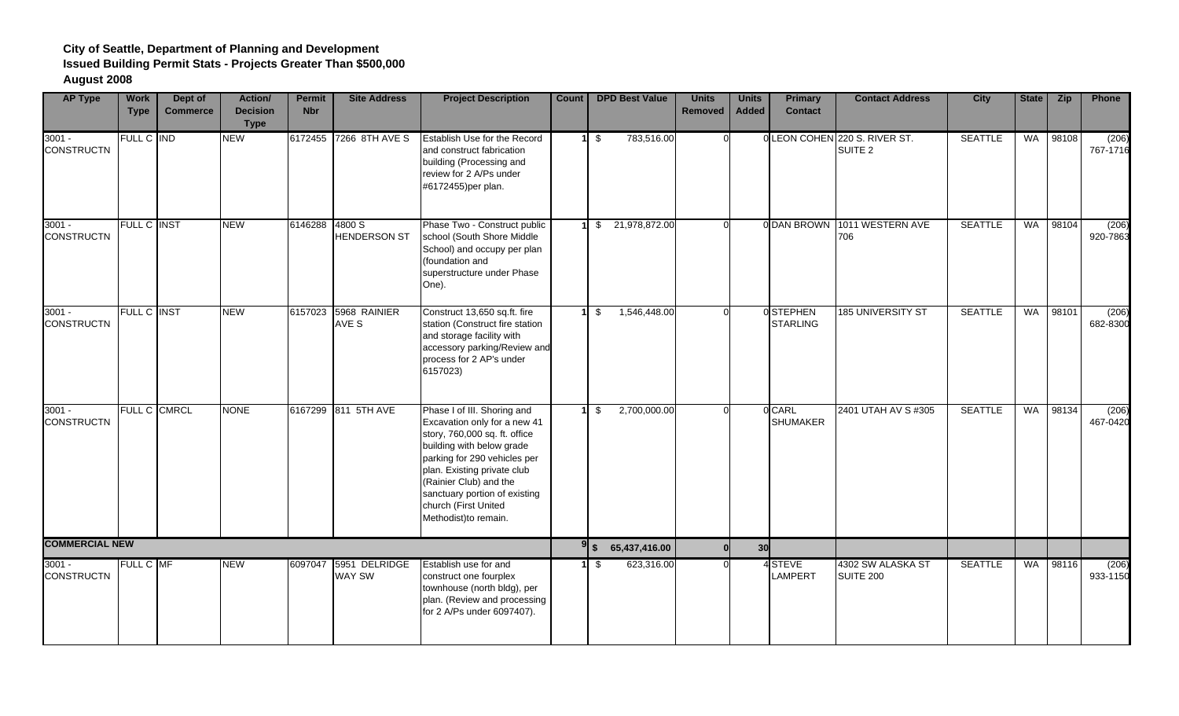**City of Seattle, Department of Planning and Development**
**Issued Building Permit Stats - Projects Greater Than $500,000**
**August 2008**

| AP Type | Work Type | Dept of Commerce | Action/ Decision Type | Permit Nbr | Site Address | Project Description | Count | DPD Best Value | Units Removed | Units Added | Primary Contact | Contact Address | City | State | Zip | Phone |
|---|---|---|---|---|---|---|---|---|---|---|---|---|---|---|---|---|
| 3001 - CONSTRUCTN | FULL C | IND | NEW | 6172455 | 7266 8TH AVE S | Establish Use for the Record and construct fabrication building (Processing and review for 2 A/Ps under #6172455)per plan. | 1 | $ 783,516.00 | 0 | 0 | LEON COHEN | 220 S. RIVER ST. SUITE 2 | SEATTLE | WA | 98108 | (206) 767-1716 |
| 3001 - CONSTRUCTN | FULL C | INST | NEW | 6146288 | 4800 S HENDERSON ST | Phase Two - Construct public school (South Shore Middle School) and occupy per plan (foundation and superstructure under Phase One). | 1 | $ 21,978,872.00 | 0 | 0 | DAN BROWN | 1011 WESTERN AVE 706 | SEATTLE | WA | 98104 | (206) 920-7863 |
| 3001 - CONSTRUCTN | FULL C | INST | NEW | 6157023 | 5968 RAINIER AVE S | Construct 13,650 sq.ft. fire station (Construct fire station and storage facility with accessory parking/Review and process for 2 AP's under 6157023) | 1 | $ 1,546,448.00 | 0 | 0 | STEPHEN STARLING | 185 UNIVERSITY ST | SEATTLE | WA | 98101 | (206) 682-8300 |
| 3001 - CONSTRUCTN | FULL C | CMRCL | NONE | 6167299 | 811 5TH AVE | Phase I of III. Shoring and Excavation only for a new 41 story, 760,000 sq. ft. office building with below grade parking for 290 vehicles per plan. Existing private club (Rainier Club) and the sanctuary portion of existing church (First United Methodist)to remain. | 1 | $ 2,700,000.00 | 0 | 0 | CARL SHUMAKER | 2401 UTAH AV S #305 | SEATTLE | WA | 98134 | (206) 467-0420 |
| **COMMERCIAL NEW** | | | | | | | **9** | **$ 65,437,416.00** | **0** | **30** | | | | | | |
| 3001 - CONSTRUCTN | FULL C | MF | NEW | 6097047 | 5951 DELRIDGE WAY SW | Establish use for and construct one fourplex townhouse (north bldg), per plan. (Review and processing for 2 A/Ps under 6097407). | 1 | $ 623,316.00 | 0 | 4 | STEVE LAMPERT | 4302 SW ALASKA ST SUITE 200 | SEATTLE | WA | 98116 | (206) 933-1150 |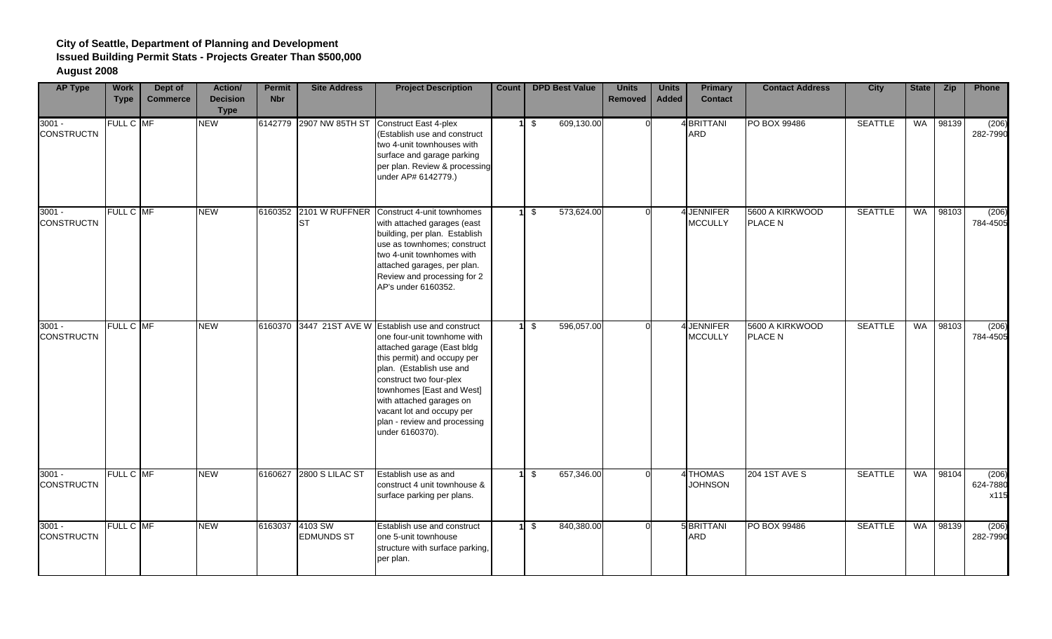**City of Seattle, Department of Planning and Development**
**Issued Building Permit Stats - Projects Greater Than $500,000**
**August 2008**

| AP Type | Work Type | Dept of Commerce | Action/ Decision Type | Permit Nbr | Site Address | Project Description | Count | DPD Best Value | Units Removed | Units Added | Primary Contact | Contact Address | City | State | Zip | Phone |
|---|---|---|---|---|---|---|---|---|---|---|---|---|---|---|---|---|
| 3001 - CONSTRUCTN | FULL C | MF | NEW | 6142779 | 2907 NW 85TH ST | Construct East 4-plex (Establish use and construct two 4-unit townhouses with surface and garage parking per plan. Review & processing under AP# 6142779.) | 1 | $ 609,130.00 | 0 | 4 | BRITTANI ARD | PO BOX 99486 | SEATTLE | WA | 98139 | (206) 282-7990 |
| 3001 - CONSTRUCTN | FULL C | MF | NEW | 6160352 | 2101 W RUFFNER ST | Construct 4-unit townhomes with attached garages (east building, per plan. Establish use as townhomes; construct two 4-unit townhomes with attached garages, per plan. Review and processing for 2 AP's under 6160352. | 1 | $ 573,624.00 | 0 | 4 | JENNIFER MCCULLY | 5600 A KIRKWOOD PLACE N | SEATTLE | WA | 98103 | (206) 784-4505 |
| 3001 - CONSTRUCTN | FULL C | MF | NEW | 6160370 | 3447 21ST AVE W | Establish use and construct one four-unit townhome with attached garage (East bldg this permit) and occupy per plan. (Establish use and construct two four-plex townhomes [East and West] with attached garages on vacant lot and occupy per plan - review and processing under 6160370). | 1 | $ 596,057.00 | 0 | 4 | JENNIFER MCCULLY | 5600 A KIRKWOOD PLACE N | SEATTLE | WA | 98103 | (206) 784-4505 |
| 3001 - CONSTRUCTN | FULL C | MF | NEW | 6160627 | 2800 S LILAC ST | Establish use as and construct 4 unit townhouse & surface parking per plans. | 1 | $ 657,346.00 | 0 | 4 | THOMAS JOHNSON | 204 1ST AVE S | SEATTLE | WA | 98104 | (206) 624-7880 x115 |
| 3001 - CONSTRUCTN | FULL C | MF | NEW | 6163037 | 4103 SW EDMUNDS ST | Establish use and construct one 5-unit townhouse structure with surface parking, per plan. | 1 | $ 840,380.00 | 0 | 5 | BRITTANI ARD | PO BOX 99486 | SEATTLE | WA | 98139 | (206) 282-7990 |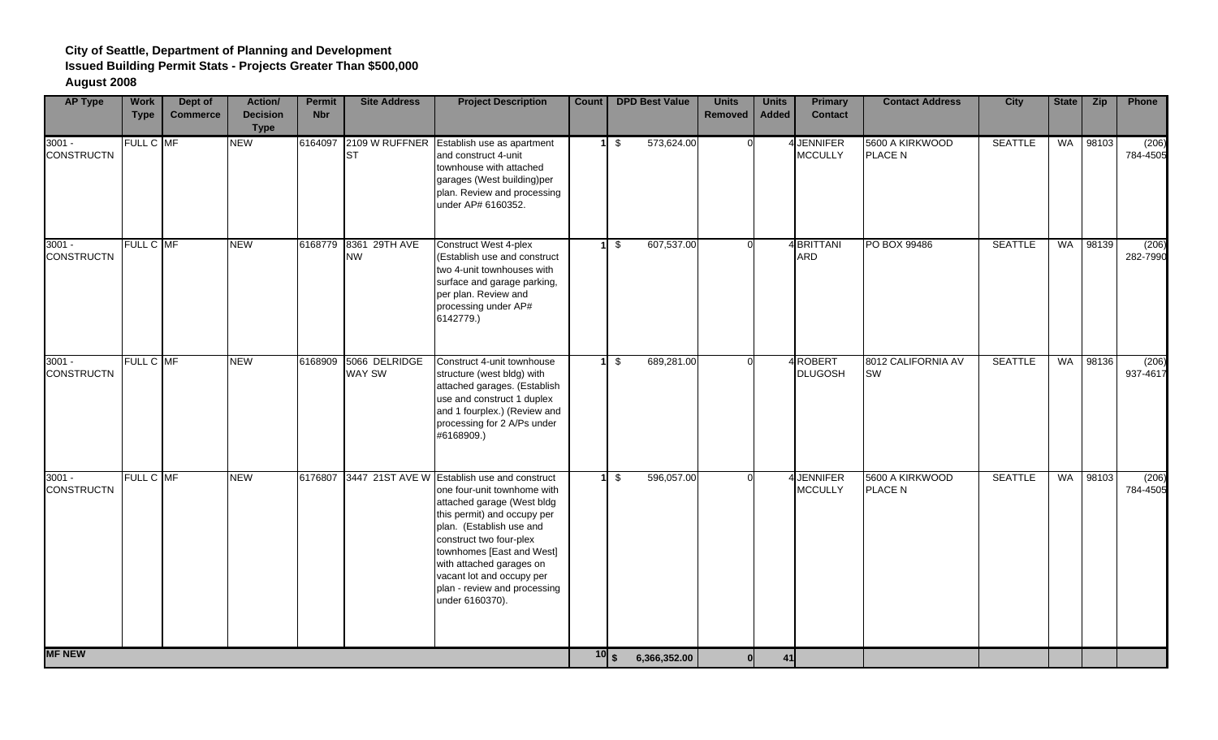**City of Seattle, Department of Planning and Development**
**Issued Building Permit Stats - Projects Greater Than $500,000**
**August 2008**

| AP Type | Work Type | Dept of Commerce | Action/ Decision Type | Permit Nbr | Site Address | Project Description | Count | DPD Best Value | Units Removed | Units Added | Primary Contact | Contact Address | City | State | Zip | Phone |
|---|---|---|---|---|---|---|---|---|---|---|---|---|---|---|---|---|
| 3001 - CONSTRUCTN | FULL C | MF | NEW | 6164097 | 2109 W RUFFNER ST | Establish use as apartment and construct 4-unit townhouse with attached garages (West building)per plan. Review and processing under AP# 6160352. | 1 | $ 573,624.00 | 0 | 4 | JENNIFER MCCULLY | 5600 A KIRKWOOD PLACE N | SEATTLE | WA | 98103 | (206) 784-4505 |
| 3001 - CONSTRUCTN | FULL C | MF | NEW | 6168779 | 8361 29TH AVE NW | Construct West 4-plex (Establish use and construct two 4-unit townhouses with surface and garage parking, per plan. Review and processing under AP# 6142779.) | 1 | $ 607,537.00 | 0 | 4 | BRITTANI ARD | PO BOX 99486 | SEATTLE | WA | 98139 | (206) 282-7990 |
| 3001 - CONSTRUCTN | FULL C | MF | NEW | 6168909 | 5066 DELRIDGE WAY SW | Construct 4-unit townhouse structure (west bldg) with attached garages. (Establish use and construct 1 duplex and 1 fourplex.) (Review and processing for 2 A/Ps under #6168909.) | 1 | $ 689,281.00 | 0 | 4 | ROBERT DLUGOSH | 8012 CALIFORNIA AV SW | SEATTLE | WA | 98136 | (206) 937-4617 |
| 3001 - CONSTRUCTN | FULL C | MF | NEW | 6176807 | 3447 21ST AVE W | Establish use and construct one four-unit townhome with attached garage (West bldg this permit) and occupy per plan. (Establish use and construct two four-plex townhomes [East and West] with attached garages on vacant lot and occupy per plan - review and processing under 6160370). | 1 | $ 596,057.00 | 0 | 4 | JENNIFER MCCULLY | 5600 A KIRKWOOD PLACE N | SEATTLE | WA | 98103 | (206) 784-4505 |
| **MF NEW** | | | | | | | **10** | **$ 6,366,352.00** | **0** | **41** | | | | | | |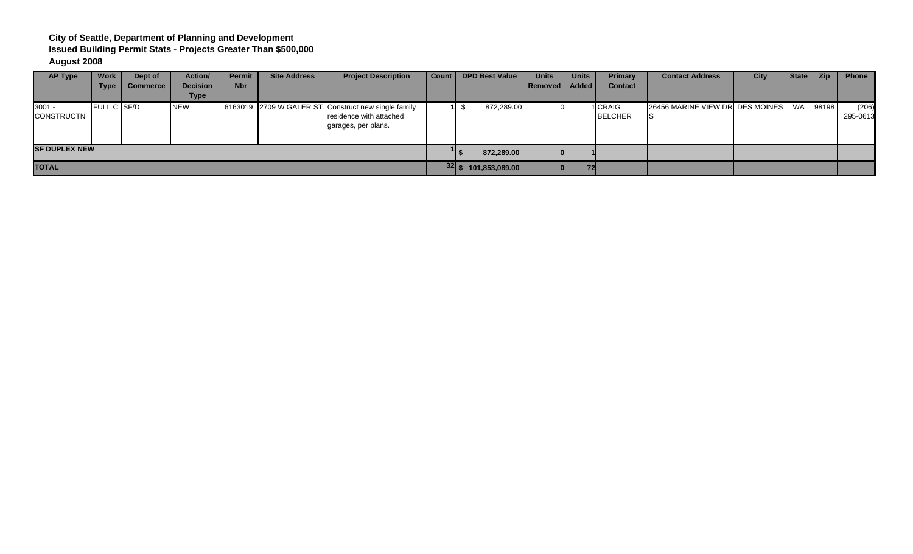**City of Seattle, Department of Planning and Development**
**Issued Building Permit Stats - Projects Greater Than $500,000**
**August 2008**

| AP Type | Work Type | Dept of Commerce | Action/ Decision Type | Permit Nbr | Site Address | Project Description | Count | DPD Best Value | Units Removed | Units Added | Primary Contact | Contact Address | City | State | Zip | Phone |
|---|---|---|---|---|---|---|---|---|---|---|---|---|---|---|---|---|
| 3001 - CONSTRUCTN | FULL C | SF/D | NEW | 6163019 | 2709 W GALER ST | Construct new single family residence with attached garages, per plans. | 1 | $ 872,289.00 | 0 | 1 | CRAIG BELCHER | 26456 MARINE VIEW DR S | DES MOINES | WA | 98198 | (206) 295-0613 |
| **SF DUPLEX NEW** | | | | | | | **1** | **$ 872,289.00** | **0** | **1** | | | | | | |
| **TOTAL** | | | | | | | **32** | **$ 101,853,089.00** | **0** | **72** | | | | | | |